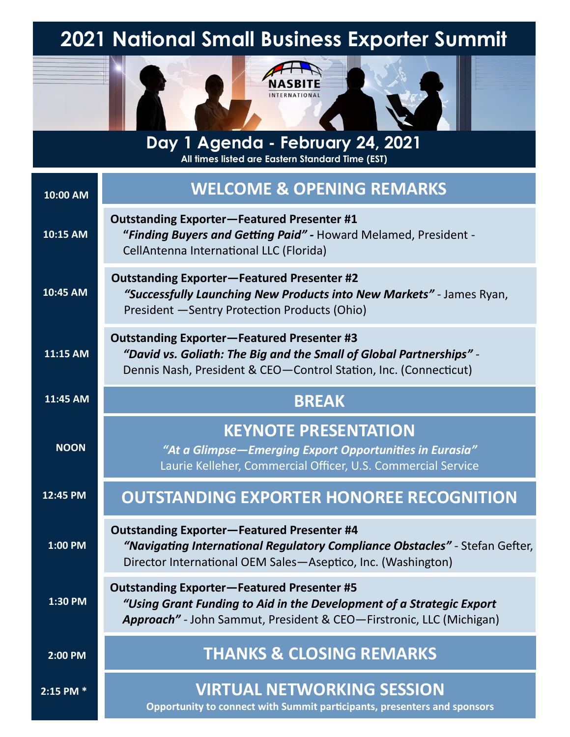# 2021 National Small Business Exporter Summit

NASBITE INTERNATIONAL

## Day 1 Agenda - February 24, 2021

**All times listed are Eastern Standard Time (EST)**

| | |
|---|---|
| **10:00 AM** | **WELCOME & OPENING REMARKS** |
| **10:15 AM** | **Outstanding Exporter—Featured Presenter #1**<br>***"Finding Buyers and Getting Paid" -*** Howard Melamed, President - CellAntenna International LLC (Florida) |
| **10:45 AM** | **Outstanding Exporter—Featured Presenter #2**<br>***"Successfully Launching New Products into New Markets"*** - James Ryan, President —Sentry Protection Products (Ohio) |
| **11:15 AM** | **Outstanding Exporter—Featured Presenter #3**<br>***"David vs. Goliath: The Big and the Small of Global Partnerships"*** - Dennis Nash, President & CEO—Control Station, Inc. (Connecticut) |
| **11:45 AM** | **BREAK** |
| **NOON** | **KEYNOTE PRESENTATION**<br>***"At a Glimpse—Emerging Export Opportunities in Eurasia"***<br>Laurie Kelleher, Commercial Officer, U.S. Commercial Service |
| **12:45 PM** | **OUTSTANDING EXPORTER HONOREE RECOGNITION** |
| **1:00 PM** | **Outstanding Exporter—Featured Presenter #4**<br>***"Navigating International Regulatory Compliance Obstacles"*** - Stefan Gefter, Director International OEM Sales—Aseptico, Inc. (Washington) |
| **1:30 PM** | **Outstanding Exporter—Featured Presenter #5**<br>***"Using Grant Funding to Aid in the Development of a Strategic Export Approach"*** - John Sammut, President & CEO—Firstronic, LLC (Michigan) |
| **2:00 PM** | **THANKS & CLOSING REMARKS** |
| **2:15 PM *** | **VIRTUAL NETWORKING SESSION**<br>**Opportunity to connect with Summit participants, presenters and sponsors** |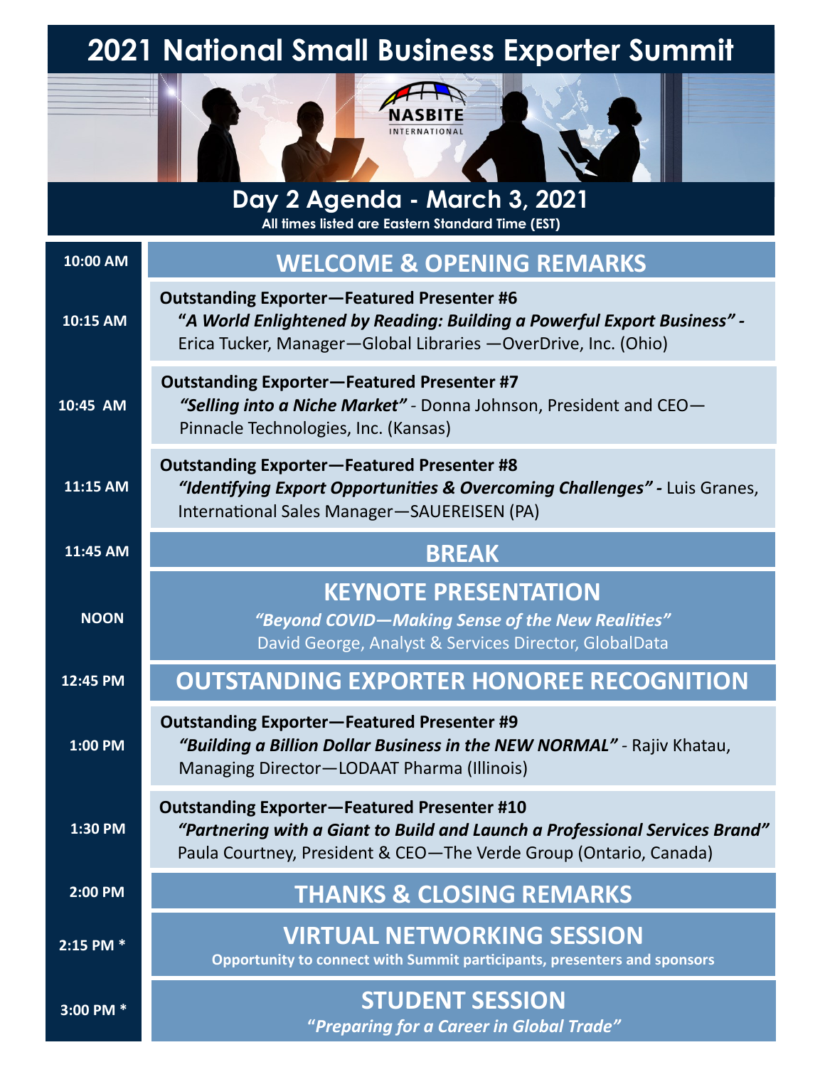# 2021 National Small Business Exporter Summit

NASBITE INTERNATIONAL

## Day 2 Agenda - March 3, 2021

**All times listed are Eastern Standard Time (EST)**

| | |
|---|---|
| **10:00 AM** | **WELCOME & OPENING REMARKS** |
| **10:15 AM** | **Outstanding Exporter—Featured Presenter #6**<br>***"A World Enlightened by Reading: Building a Powerful Export Business" -*** Erica Tucker, Manager—Global Libraries —OverDrive, Inc. (Ohio) |
| **10:45 AM** | **Outstanding Exporter—Featured Presenter #7**<br>***"Selling into a Niche Market"*** - Donna Johnson, President and CEO—Pinnacle Technologies, Inc. (Kansas) |
| **11:15 AM** | **Outstanding Exporter—Featured Presenter #8**<br>***"Identifying Export Opportunities & Overcoming Challenges" -*** Luis Granes, International Sales Manager—SAUEREISEN (PA) |
| **11:45 AM** | **BREAK** |
| **NOON** | **KEYNOTE PRESENTATION**<br>***"Beyond COVID—Making Sense of the New Realities"***<br>David George, Analyst & Services Director, GlobalData |
| **12:45 PM** | **OUTSTANDING EXPORTER HONOREE RECOGNITION** |
| **1:00 PM** | **Outstanding Exporter—Featured Presenter #9**<br>***"Building a Billion Dollar Business in the NEW NORMAL"*** - Rajiv Khatau, Managing Director—LODAAT Pharma (Illinois) |
| **1:30 PM** | **Outstanding Exporter—Featured Presenter #10**<br>***"Partnering with a Giant to Build and Launch a Professional Services Brand"*** Paula Courtney, President & CEO—The Verde Group (Ontario, Canada) |
| **2:00 PM** | **THANKS & CLOSING REMARKS** |
| **2:15 PM *** | **VIRTUAL NETWORKING SESSION**<br>**Opportunity to connect with Summit participants, presenters and sponsors** |
| **3:00 PM *** | **STUDENT SESSION**<br>***"Preparing for a Career in Global Trade"*** |